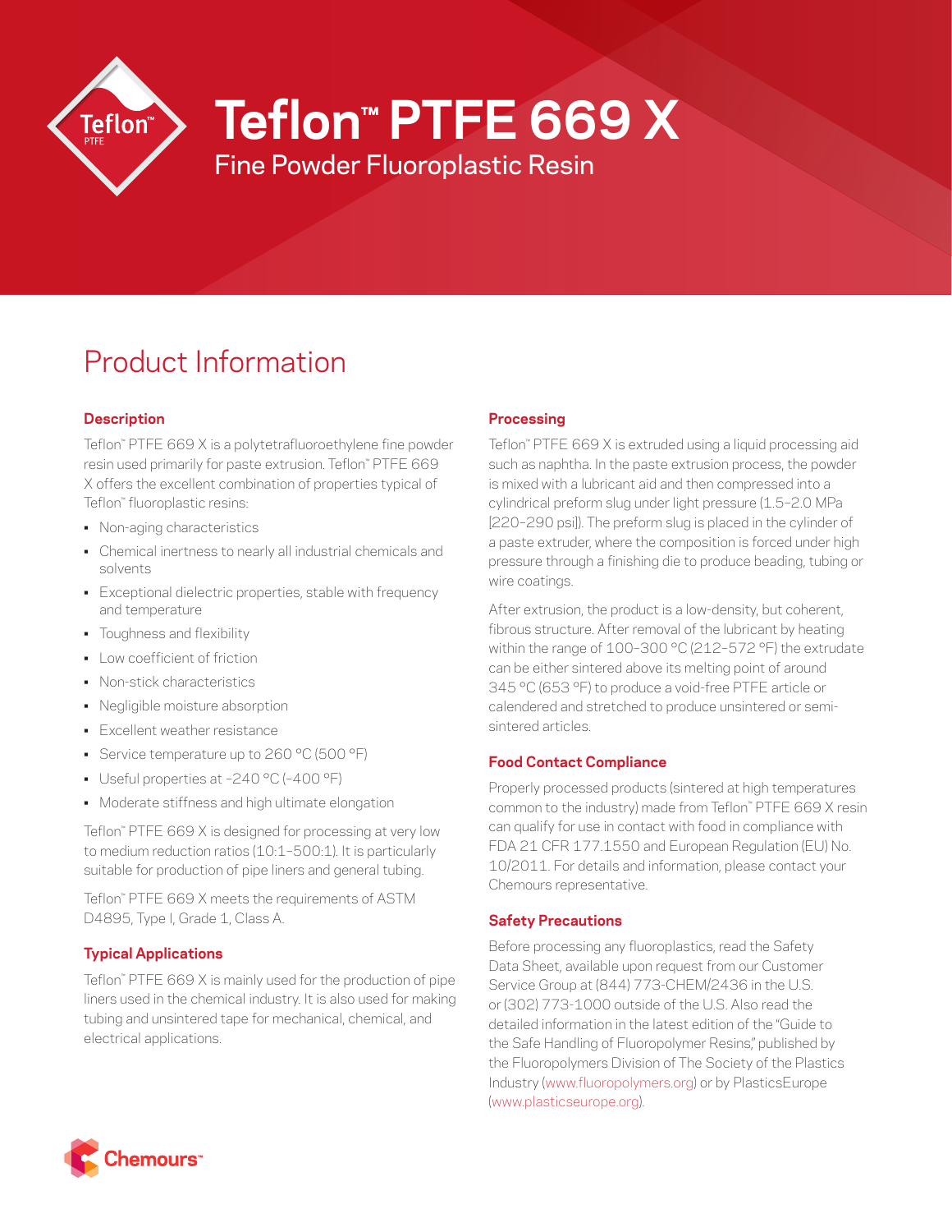# Teflon™ PTFE 669 X

## Fine Powder Fluoroplastic Resin

# Product Information

### Description

Teflon™ PTFE 669 X is a polytetrafluoroethylene fine powder resin used primarily for paste extrusion. Teflon™ PTFE 669 X offers the excellent combination of properties typical of Teflon™ fluoroplastic resins:

- Non-aging characteristics
- Chemical inertness to nearly all industrial chemicals and solvents
- Exceptional dielectric properties, stable with frequency and temperature
- Toughness and flexibility
- Low coefficient of friction
- Non-stick characteristics
- Negligible moisture absorption
- Excellent weather resistance
- Service temperature up to 260 °C (500 °F)
- Useful properties at –240 °C (–400 °F)
- Moderate stiffness and high ultimate elongation

Teflon™ PTFE 669 X is designed for processing at very low to medium reduction ratios (10:1–500:1). It is particularly suitable for production of pipe liners and general tubing.

Teflon™ PTFE 669 X meets the requirements of ASTM D4895, Type I, Grade 1, Class A.

### Typical Applications

Teflon™ PTFE 669 X is mainly used for the production of pipe liners used in the chemical industry. It is also used for making tubing and unsintered tape for mechanical, chemical, and electrical applications.

### Processing

Teflon™ PTFE 669 X is extruded using a liquid processing aid such as naphtha. In the paste extrusion process, the powder is mixed with a lubricant aid and then compressed into a cylindrical preform slug under light pressure (1.5–2.0 MPa [220–290 psi]). The preform slug is placed in the cylinder of a paste extruder, where the composition is forced under high pressure through a finishing die to produce beading, tubing or wire coatings.

After extrusion, the product is a low-density, but coherent, fibrous structure. After removal of the lubricant by heating within the range of 100–300 °C (212–572 °F) the extrudate can be either sintered above its melting point of around 345 °C (653 °F) to produce a void-free PTFE article or calendered and stretched to produce unsintered or semi-sintered articles.

### Food Contact Compliance

Properly processed products (sintered at high temperatures common to the industry) made from Teflon™ PTFE 669 X resin can qualify for use in contact with food in compliance with FDA 21 CFR 177.1550 and European Regulation (EU) No. 10/2011. For details and information, please contact your Chemours representative.

### Safety Precautions

Before processing any fluoroplastics, read the Safety Data Sheet, available upon request from our Customer Service Group at (844) 773-CHEM/2436 in the U.S. or (302) 773-1000 outside of the U.S. Also read the detailed information in the latest edition of the "Guide to the Safe Handling of Fluoropolymer Resins," published by the Fluoropolymers Division of The Society of the Plastics Industry (www.fluoropolymers.org) or by PlasticsEurope (www.plasticseurope.org).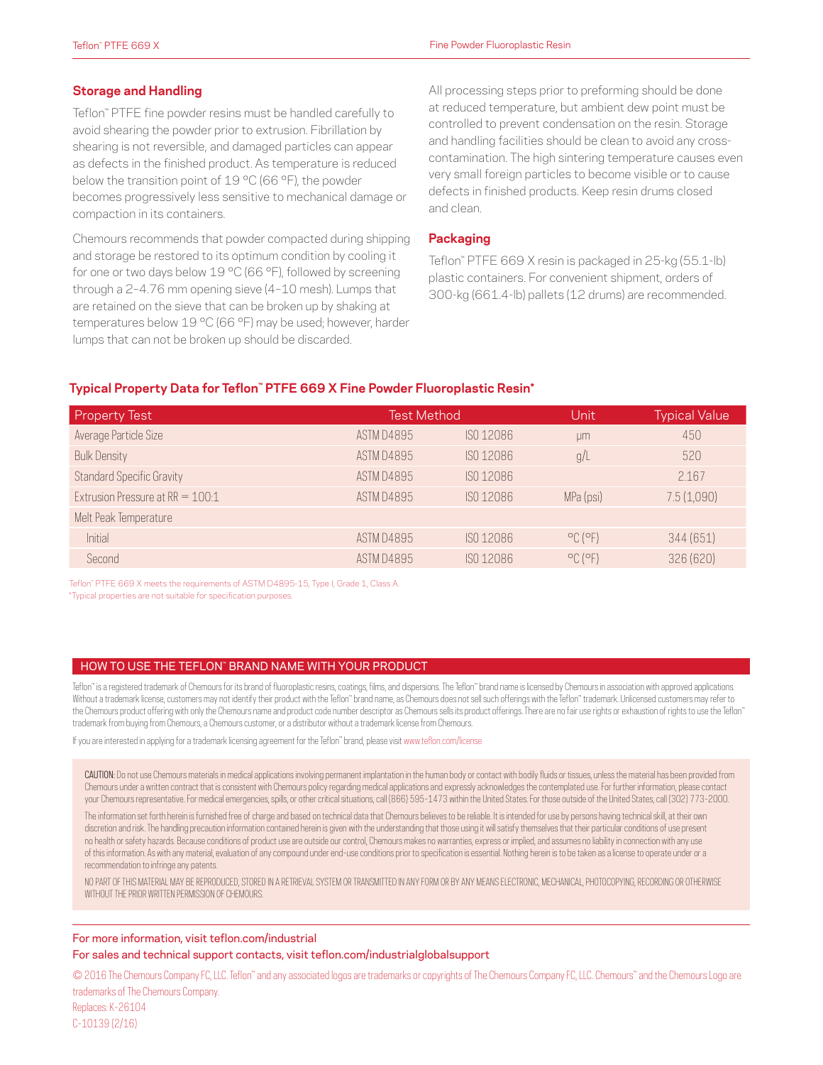## Storage and Handling

Teflon™ PTFE fine powder resins must be handled carefully to avoid shearing the powder prior to extrusion. Fibrillation by shearing is not reversible, and damaged particles can appear as defects in the finished product. As temperature is reduced below the transition point of 19 °C (66 °F), the powder becomes progressively less sensitive to mechanical damage or compaction in its containers.

Chemours recommends that powder compacted during shipping and storage be restored to its optimum condition by cooling it for one or two days below 19 °C (66 °F), followed by screening through a 2–4.76 mm opening sieve (4–10 mesh). Lumps that are retained on the sieve that can be broken up by shaking at temperatures below 19 °C (66 °F) may be used; however, harder lumps that can not be broken up should be discarded.

All processing steps prior to preforming should be done at reduced temperature, but ambient dew point must be controlled to prevent condensation on the resin. Storage and handling facilities should be clean to avoid any cross-contamination. The high sintering temperature causes even very small foreign particles to become visible or to cause defects in finished products. Keep resin drums closed and clean.

## Packaging

Teflon™ PTFE 669 X resin is packaged in 25-kg (55.1-lb) plastic containers. For convenient shipment, orders of 300-kg (661.4-lb) pallets (12 drums) are recommended.

## Typical Property Data for Teflon™ PTFE 669 X Fine Powder Fluoroplastic Resin*

| Property Test | Test Method | | Unit | Typical Value |
|---|---|---|---|---|
| Average Particle Size | ASTM D4895 | ISO 12086 | µm | 450 |
| Bulk Density | ASTM D4895 | ISO 12086 | g/L | 520 |
| Standard Specific Gravity | ASTM D4895 | ISO 12086 | | 2.167 |
| Extrusion Pressure at RR = 100:1 | ASTM D4895 | ISO 12086 | MPa (psi) | 7.5 (1,090) |
| Melt Peak Temperature | | | | |
| Initial | ASTM D4895 | ISO 12086 | °C (°F) | 344 (651) |
| Second | ASTM D4895 | ISO 12086 | °C (°F) | 326 (620) |

Teflon™ PTFE 669 X meets the requirements of ASTM D4895-15, Type I, Grade 1, Class A.
*Typical properties are not suitable for specification purposes.

## HOW TO USE THE TEFLON™ BRAND NAME WITH YOUR PRODUCT

Teflon™ is a registered trademark of Chemours for its brand of fluoroplastic resins, coatings, films, and dispersions. The Teflon™ brand name is licensed by Chemours in association with approved applications. Without a trademark license, customers may not identify their product with the Teflon™ brand name, as Chemours does not sell such offerings with the Teflon™ trademark. Unlicensed customers may refer to the Chemours product offering with only the Chemours name and product code number descriptor as Chemours sells its product offerings. There are no fair use rights or exhaustion of rights to use the Teflon™ trademark from buying from Chemours, a Chemours customer, or a distributor without a trademark license from Chemours.

If you are interested in applying for a trademark licensing agreement for the Teflon™ brand, please visit www.teflon.com/license

CAUTION: Do not use Chemours materials in medical applications involving permanent implantation in the human body or contact with bodily fluids or tissues, unless the material has been provided from Chemours under a written contract that is consistent with Chemours policy regarding medical applications and expressly acknowledges the contemplated use. For further information, please contact your Chemours representative. For medical emergencies, spills, or other critical situations, call (866) 595-1473 within the United States. For those outside of the United States, call (302) 773-2000.

The information set forth herein is furnished free of charge and based on technical data that Chemours believes to be reliable. It is intended for use by persons having technical skill, at their own discretion and risk. The handling precaution information contained herein is given with the understanding that those using it will satisfy themselves that their particular conditions of use present no health or safety hazards. Because conditions of product use are outside our control, Chemours makes no warranties, express or implied, and assumes no liability in connection with any use of this information. As with any material, evaluation of any compound under end-use conditions prior to specification is essential. Nothing herein is to be taken as a license to operate under or a recommendation to infringe any patents.

NO PART OF THIS MATERIAL MAY BE REPRODUCED, STORED IN A RETRIEVAL SYSTEM OR TRANSMITTED IN ANY FORM OR BY ANY MEANS ELECTRONIC, MECHANICAL, PHOTOCOPYING, RECORDING OR OTHERWISE WITHOUT THE PRIOR WRITTEN PERMISSION OF CHEMOURS.

For more information, visit teflon.com/industrial
For sales and technical support contacts, visit teflon.com/industrialglobalsupport

© 2016 The Chemours Company FC, LLC. Teflon™ and any associated logos are trademarks or copyrights of The Chemours Company FC, LLC. Chemours™ and the Chemours Logo are trademarks of The Chemours Company.
Replaces: K-26104
C-10139 (2/16)